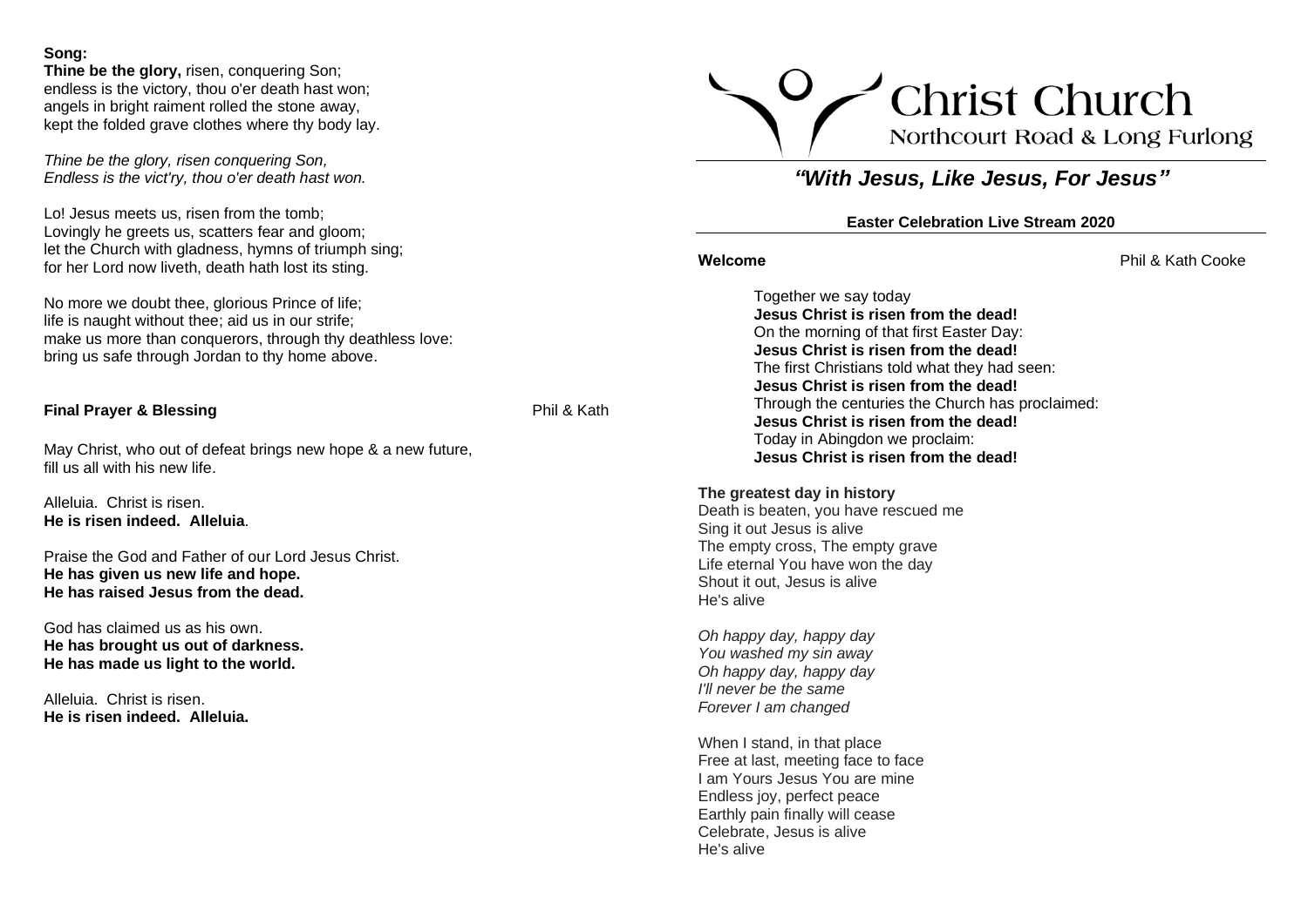**Song:**

**Thine be the glory,** risen, conquering Son;
endless is the victory, thou o'er death hast won;
angels in bright raiment rolled the stone away,
kept the folded grave clothes where thy body lay.

*Thine be the glory, risen conquering Son,*
*Endless is the vict'ry, thou o'er death hast won.*

Lo! Jesus meets us, risen from the tomb;
Lovingly he greets us, scatters fear and gloom;
let the Church with gladness, hymns of triumph sing;
for her Lord now liveth, death hath lost its sting.

No more we doubt thee, glorious Prince of life;
life is naught without thee; aid us in our strife;
make us more than conquerors, through thy deathless love:
bring us safe through Jordan to thy home above.

**Final Prayer & Blessing** Phil & Kath

May Christ, who out of defeat brings new hope & a new future,
fill us all with his new life.

Alleluia. Christ is risen.
**He is risen indeed. Alleluia**.

Praise the God and Father of our Lord Jesus Christ.
**He has given us new life and hope.**
**He has raised Jesus from the dead.**

God has claimed us as his own.
**He has brought us out of darkness.**
**He has made us light to the world.**

Alleluia. Christ is risen.
**He is risen indeed. Alleluia.**

# Christ Church
Northcourt Road & Long Furlong

## *"With Jesus, Like Jesus, For Jesus"*

**Easter Celebration Live Stream 2020**

**Welcome** Phil & Kath Cooke

Together we say today
**Jesus Christ is risen from the dead!**
On the morning of that first Easter Day:
**Jesus Christ is risen from the dead!**
The first Christians told what they had seen:
**Jesus Christ is risen from the dead!**
Through the centuries the Church has proclaimed:
**Jesus Christ is risen from the dead!**
Today in Abingdon we proclaim:
**Jesus Christ is risen from the dead!**

**The greatest day in history**
Death is beaten, you have rescued me
Sing it out Jesus is alive
The empty cross, The empty grave
Life eternal You have won the day
Shout it out, Jesus is alive
He's alive

*Oh happy day, happy day*
*You washed my sin away*
*Oh happy day, happy day*
*I'll never be the same*
*Forever I am changed*

When I stand, in that place
Free at last, meeting face to face
I am Yours Jesus You are mine
Endless joy, perfect peace
Earthly pain finally will cease
Celebrate, Jesus is alive
He's alive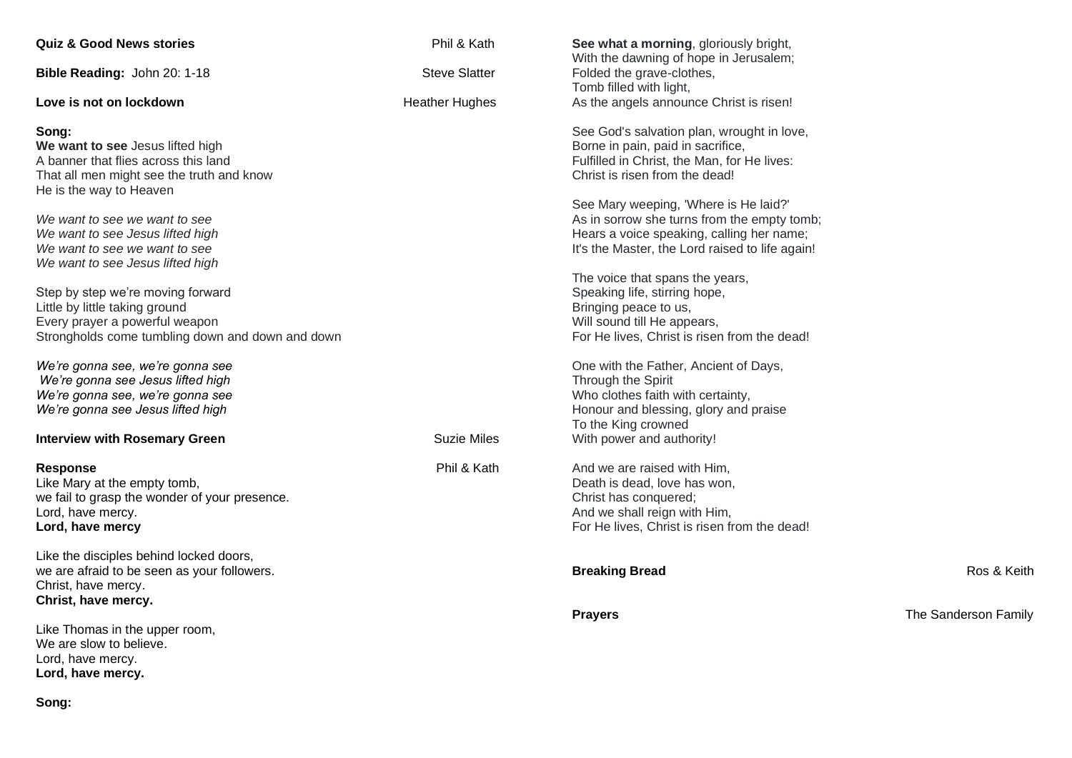**Quiz & Good News stories** Phil & Kath

**Bible Reading:** John 20: 1-18 Steve Slatter

**Love is not on lockdown** Heather Hughes

**Song:**
**We want to see** Jesus lifted high
A banner that flies across this land
That all men might see the truth and know
He is the way to Heaven

*We want to see we want to see*
*We want to see Jesus lifted high*
*We want to see we want to see*
*We want to see Jesus lifted high*

Step by step we're moving forward
Little by little taking ground
Every prayer a powerful weapon
Strongholds come tumbling down and down and down

*We're gonna see, we're gonna see*
*We're gonna see Jesus lifted high*
*We're gonna see, we're gonna see*
*We're gonna see Jesus lifted high*

**Interview with Rosemary Green** Suzie Miles

**Response** Phil & Kath
Like Mary at the empty tomb,
we fail to grasp the wonder of your presence.
Lord, have mercy.
**Lord, have mercy**

Like the disciples behind locked doors,
we are afraid to be seen as your followers.
Christ, have mercy.
**Christ, have mercy.**

Like Thomas in the upper room,
We are slow to believe.
Lord, have mercy.
**Lord, have mercy.**

**Song:**

**See what a morning**, gloriously bright,
With the dawning of hope in Jerusalem;
Folded the grave-clothes,
Tomb filled with light,
As the angels announce Christ is risen!

See God's salvation plan, wrought in love,
Borne in pain, paid in sacrifice,
Fulfilled in Christ, the Man, for He lives:
Christ is risen from the dead!

See Mary weeping, 'Where is He laid?'
As in sorrow she turns from the empty tomb;
Hears a voice speaking, calling her name;
It's the Master, the Lord raised to life again!

The voice that spans the years,
Speaking life, stirring hope,
Bringing peace to us,
Will sound till He appears,
For He lives, Christ is risen from the dead!

One with the Father, Ancient of Days,
Through the Spirit
Who clothes faith with certainty,
Honour and blessing, glory and praise
To the King crowned
With power and authority!

And we are raised with Him,
Death is dead, love has won,
Christ has conquered;
And we shall reign with Him,
For He lives, Christ is risen from the dead!

**Breaking Bread** Ros & Keith

**Prayers** The Sanderson Family